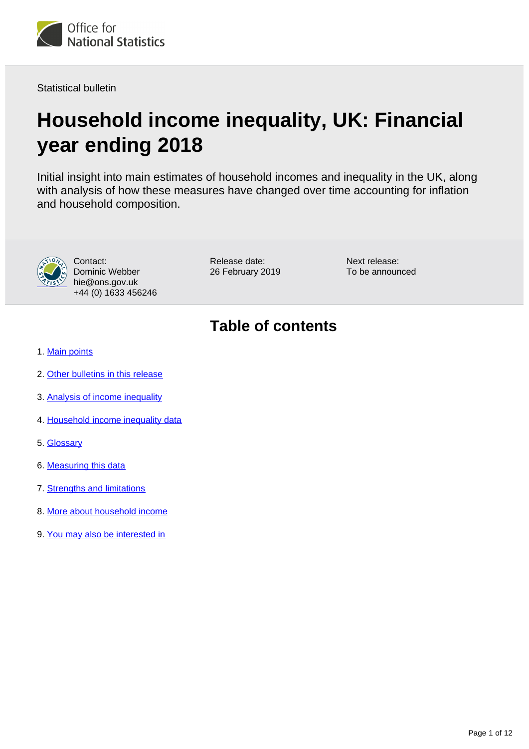Office for National Statistics

Statistical bulletin

# Household income inequality, UK: Financial year ending 2018

Initial insight into main estimates of household incomes and inequality in the UK, along with analysis of how these measures have changed over time accounting for inflation and household composition.

Contact:
Dominic Webber
hie@ons.gov.uk
+44 (0) 1633 456246

Release date:
26 February 2019

Next release:
To be announced

## Table of contents

1. Main points
2. Other bulletins in this release
3. Analysis of income inequality
4. Household income inequality data
5. Glossary
6. Measuring this data
7. Strengths and limitations
8. More about household income
9. You may also be interested in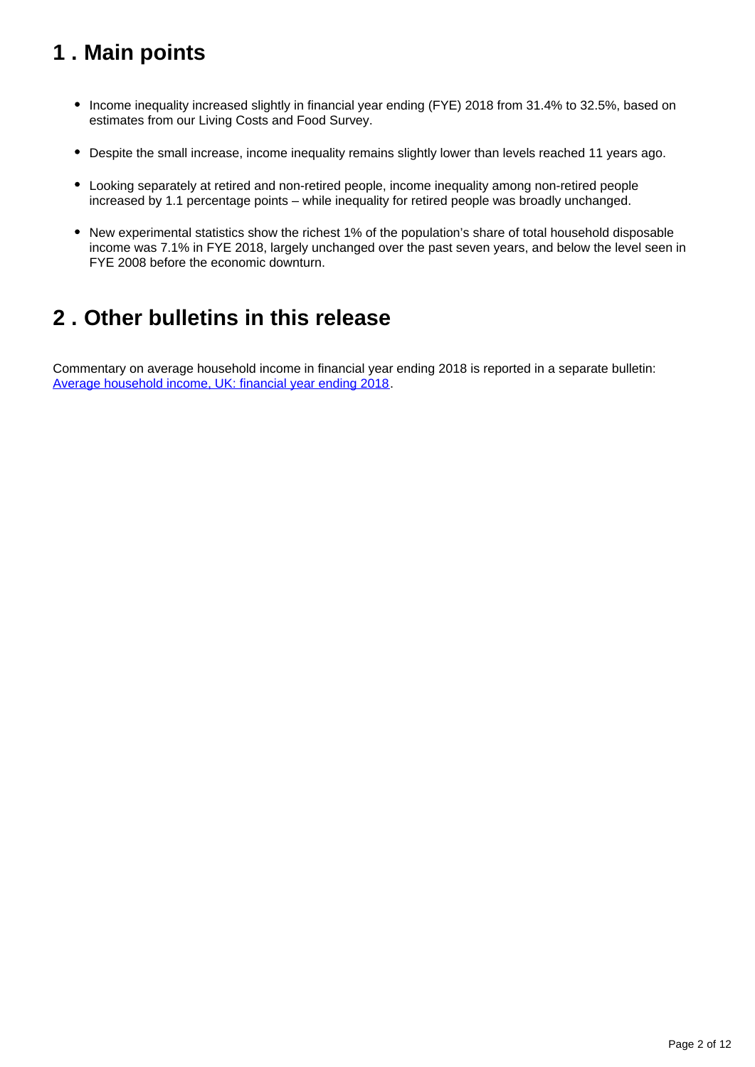## 1 . Main points

- Income inequality increased slightly in financial year ending (FYE) 2018 from 31.4% to 32.5%, based on estimates from our Living Costs and Food Survey.
- Despite the small increase, income inequality remains slightly lower than levels reached 11 years ago.
- Looking separately at retired and non-retired people, income inequality among non-retired people increased by 1.1 percentage points – while inequality for retired people was broadly unchanged.
- New experimental statistics show the richest 1% of the population's share of total household disposable income was 7.1% in FYE 2018, largely unchanged over the past seven years, and below the level seen in FYE 2008 before the economic downturn.

## 2 . Other bulletins in this release

Commentary on average household income in financial year ending 2018 is reported in a separate bulletin: [Average household income, UK: financial year ending 2018](#).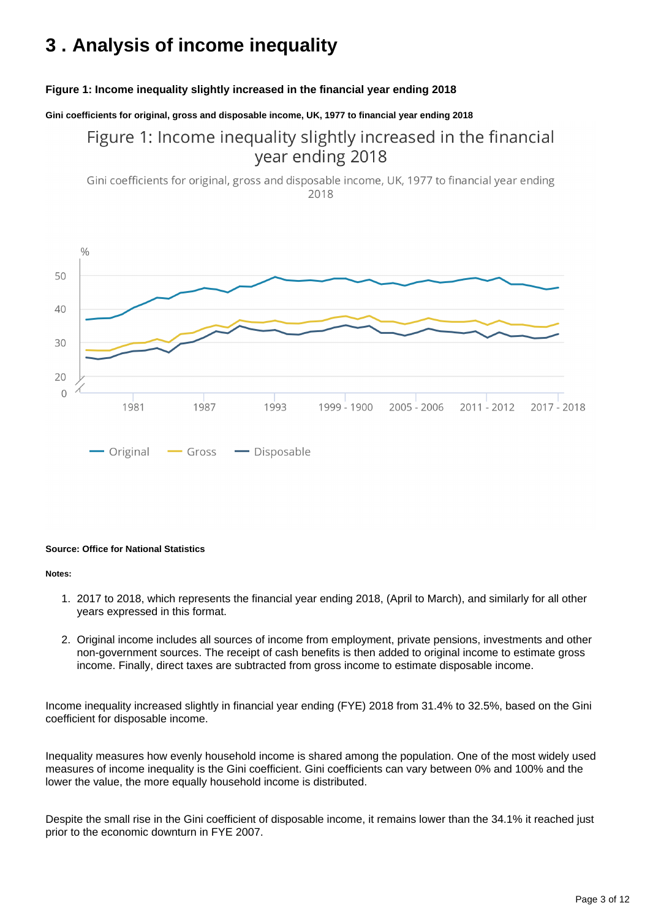## 3 . Analysis of income inequality

**Figure 1: Income inequality slightly increased in the financial year ending 2018**

**Gini coefficients for original, gross and disposable income, UK, 1977 to financial year ending 2018**

**Source: Office for National Statistics**

**Notes:**

1. 2017 to 2018, which represents the financial year ending 2018, (April to March), and similarly for all other years expressed in this format.

2. Original income includes all sources of income from employment, private pensions, investments and other non-government sources. The receipt of cash benefits is then added to original income to estimate gross income. Finally, direct taxes are subtracted from gross income to estimate disposable income.

Income inequality increased slightly in financial year ending (FYE) 2018 from 31.4% to 32.5%, based on the Gini coefficient for disposable income.

Inequality measures how evenly household income is shared among the population. One of the most widely used measures of income inequality is the Gini coefficient. Gini coefficients can vary between 0% and 100% and the lower the value, the more equally household income is distributed.

Despite the small rise in the Gini coefficient of disposable income, it remains lower than the 34.1% it reached just prior to the economic downturn in FYE 2007.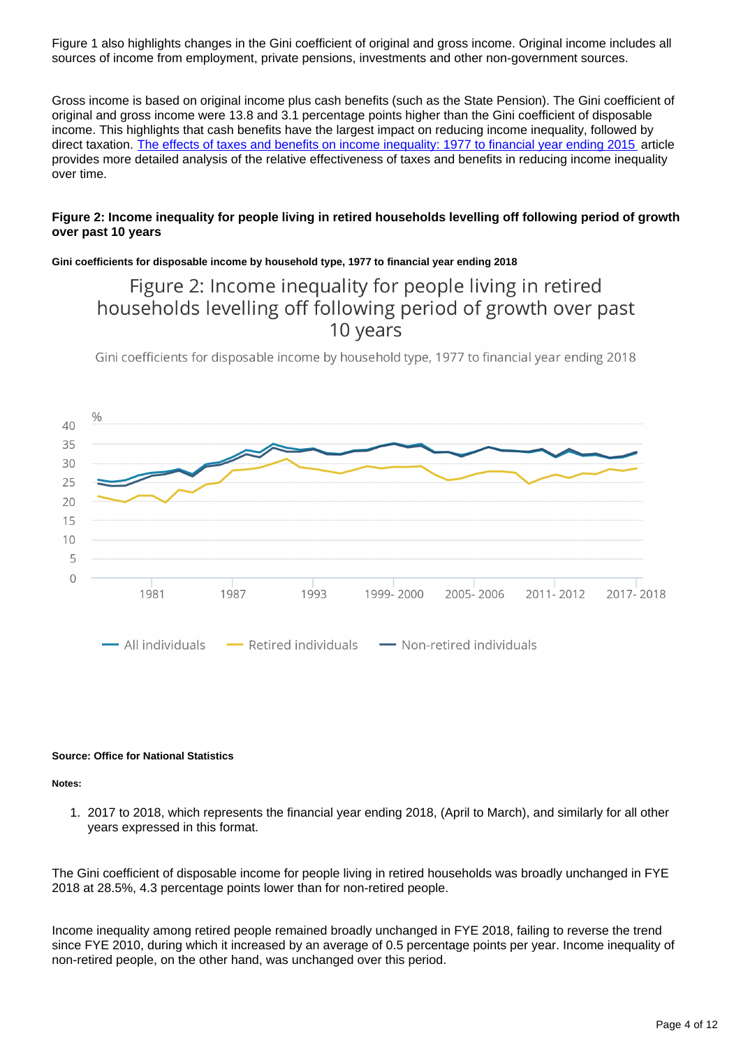Figure 1 also highlights changes in the Gini coefficient of original and gross income. Original income includes all sources of income from employment, private pensions, investments and other non-government sources.

Gross income is based on original income plus cash benefits (such as the State Pension). The Gini coefficient of original and gross income were 13.8 and 3.1 percentage points higher than the Gini coefficient of disposable income. This highlights that cash benefits have the largest impact on reducing income inequality, followed by direct taxation. [The effects of taxes and benefits on income inequality: 1977 to financial year ending 2015](#) article provides more detailed analysis of the relative effectiveness of taxes and benefits in reducing income inequality over time.

**Figure 2: Income inequality for people living in retired households levelling off following period of growth over past 10 years**

**Gini coefficients for disposable income by household type, 1977 to financial year ending 2018**

**Source: Office for National Statistics**

**Notes:**

1. 2017 to 2018, which represents the financial year ending 2018, (April to March), and similarly for all other years expressed in this format.

The Gini coefficient of disposable income for people living in retired households was broadly unchanged in FYE 2018 at 28.5%, 4.3 percentage points lower than for non-retired people.

Income inequality among retired people remained broadly unchanged in FYE 2018, failing to reverse the trend since FYE 2010, during which it increased by an average of 0.5 percentage points per year. Income inequality of non-retired people, on the other hand, was unchanged over this period.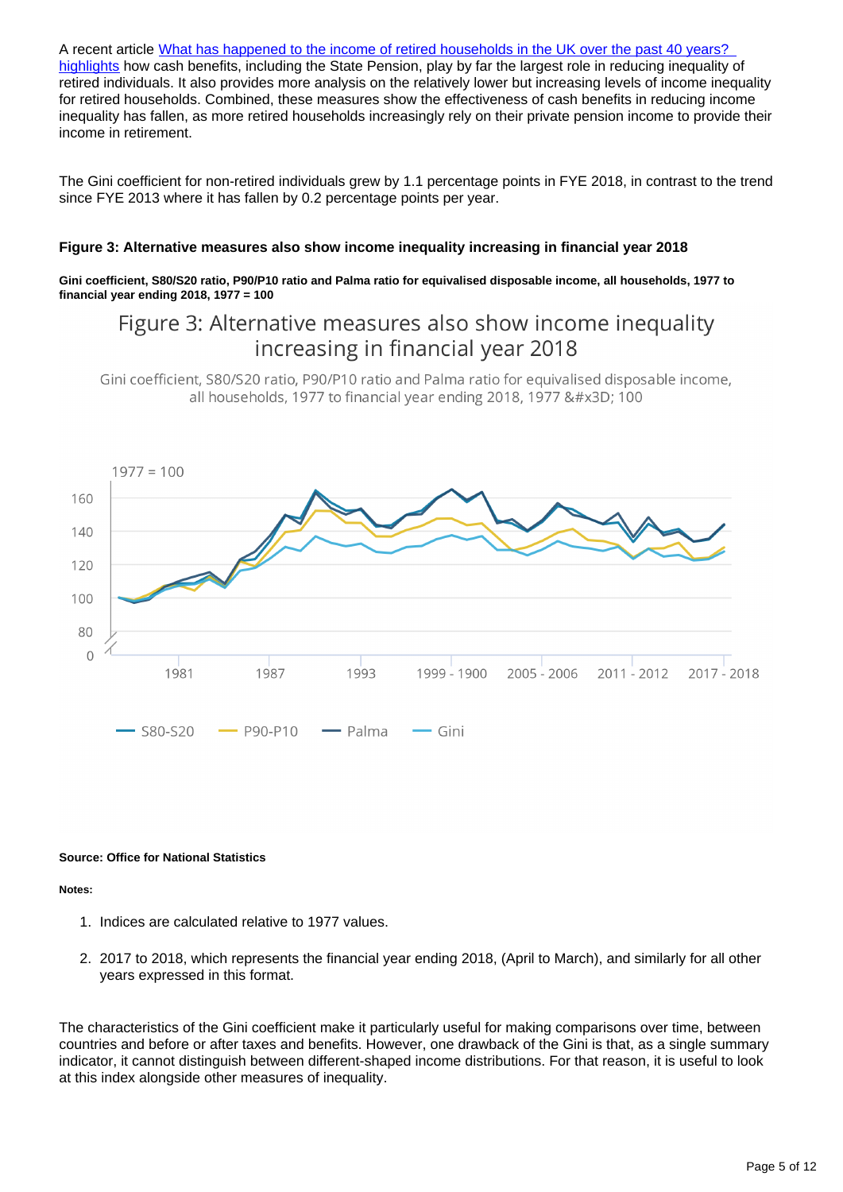A recent article [What has happened to the income of retired households in the UK over the past 40 years? highlights]() how cash benefits, including the State Pension, play by far the largest role in reducing inequality of retired individuals. It also provides more analysis on the relatively lower but increasing levels of income inequality for retired households. Combined, these measures show the effectiveness of cash benefits in reducing income inequality has fallen, as more retired households increasingly rely on their private pension income to provide their income in retirement.

The Gini coefficient for non-retired individuals grew by 1.1 percentage points in FYE 2018, in contrast to the trend since FYE 2013 where it has fallen by 0.2 percentage points per year.

#### Figure 3: Alternative measures also show income inequality increasing in financial year 2018

**Gini coefficient, S80/S20 ratio, P90/P10 ratio and Palma ratio for equivalised disposable income, all households, 1977 to financial year ending 2018, 1977 = 100**

Figure 3: Alternative measures also show income inequality increasing in financial year 2018

Gini coefficient, S80/S20 ratio, P90/P10 ratio and Palma ratio for equivalised disposable income, all households, 1977 to financial year ending 2018, 1977 &#x3D; 100

1977 = 100

S80-S20 | P90-P10 | Palma | Gini

**Source: Office for National Statistics**

**Notes:**

1. Indices are calculated relative to 1977 values.
2. 2017 to 2018, which represents the financial year ending 2018, (April to March), and similarly for all other years expressed in this format.

The characteristics of the Gini coefficient make it particularly useful for making comparisons over time, between countries and before or after taxes and benefits. However, one drawback of the Gini is that, as a single summary indicator, it cannot distinguish between different-shaped income distributions. For that reason, it is useful to look at this index alongside other measures of inequality.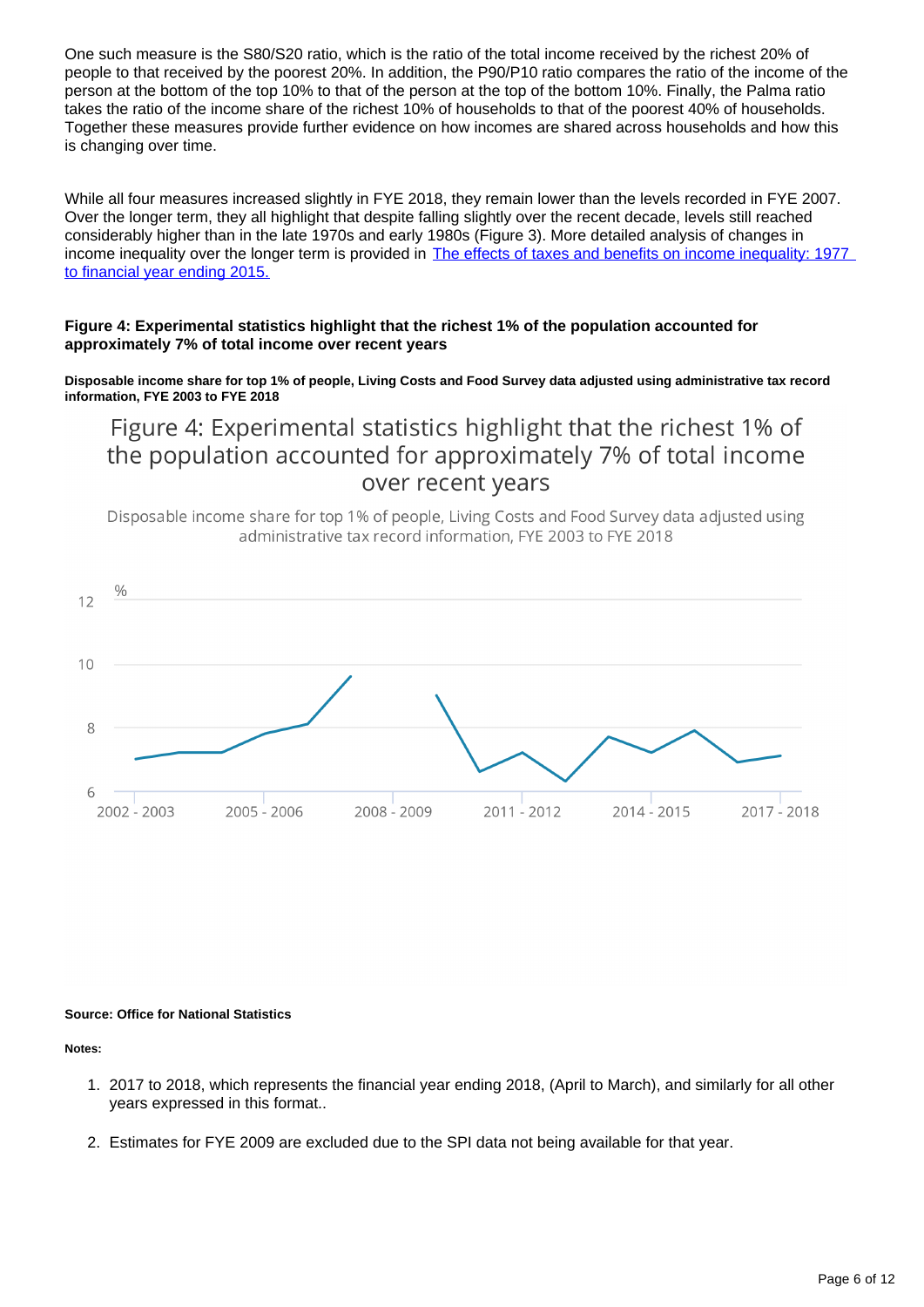One such measure is the S80/S20 ratio, which is the ratio of the total income received by the richest 20% of people to that received by the poorest 20%. In addition, the P90/P10 ratio compares the ratio of the income of the person at the bottom of the top 10% to that of the person at the top of the bottom 10%. Finally, the Palma ratio takes the ratio of the income share of the richest 10% of households to that of the poorest 40% of households. Together these measures provide further evidence on how incomes are shared across households and how this is changing over time.

While all four measures increased slightly in FYE 2018, they remain lower than the levels recorded in FYE 2007. Over the longer term, they all highlight that despite falling slightly over the recent decade, levels still reached considerably higher than in the late 1970s and early 1980s (Figure 3). More detailed analysis of changes in income inequality over the longer term is provided in [The effects of taxes and benefits on income inequality: 1977 to financial year ending 2015.]()

#### Figure 4: Experimental statistics highlight that the richest 1% of the population accounted for approximately 7% of total income over recent years

**Disposable income share for top 1% of people, Living Costs and Food Survey data adjusted using administrative tax record information, FYE 2003 to FYE 2018**

Figure 4: Experimental statistics highlight that the richest 1% of the population accounted for approximately 7% of total income over recent years

Disposable income share for top 1% of people, Living Costs and Food Survey data adjusted using administrative tax record information, FYE 2003 to FYE 2018

**Source: Office for National Statistics**

**Notes:**

1. 2017 to 2018, which represents the financial year ending 2018, (April to March), and similarly for all other years expressed in this format..
2. Estimates for FYE 2009 are excluded due to the SPI data not being available for that year.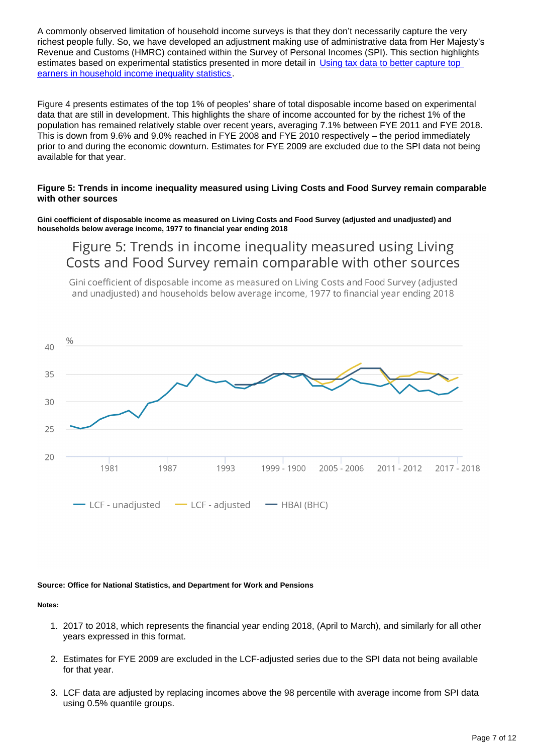A commonly observed limitation of household income surveys is that they don't necessarily capture the very richest people fully. So, we have developed an adjustment making use of administrative data from Her Majesty's Revenue and Customs (HMRC) contained within the Survey of Personal Incomes (SPI). This section highlights estimates based on experimental statistics presented in more detail in [Using tax data to better capture top earners in household income inequality statistics](#).

Figure 4 presents estimates of the top 1% of peoples' share of total disposable income based on experimental data that are still in development. This highlights the share of income accounted for by the richest 1% of the population has remained relatively stable over recent years, averaging 7.1% between FYE 2011 and FYE 2018. This is down from 9.6% and 9.0% reached in FYE 2008 and FYE 2010 respectively – the period immediately prior to and during the economic downturn. Estimates for FYE 2009 are excluded due to the SPI data not being available for that year.

#### Figure 5: Trends in income inequality measured using Living Costs and Food Survey remain comparable with other sources

**Gini coefficient of disposable income as measured on Living Costs and Food Survey (adjusted and unadjusted) and households below average income, 1977 to financial year ending 2018**

Figure 5: Trends in income inequality measured using Living Costs and Food Survey remain comparable with other sources

Gini coefficient of disposable income as measured on Living Costs and Food Survey (adjusted and unadjusted) and households below average income, 1977 to financial year ending 2018

%

40

35

30

25

20

1981 1987 1993 1999 - 1900 2005 - 2006 2011 - 2012 2017 - 2018

LCF - unadjusted LCF - adjusted HBAI (BHC)

**Source: Office for National Statistics, and Department for Work and Pensions**

**Notes:**

1. 2017 to 2018, which represents the financial year ending 2018, (April to March), and similarly for all other years expressed in this format.
2. Estimates for FYE 2009 are excluded in the LCF-adjusted series due to the SPI data not being available for that year.
3. LCF data are adjusted by replacing incomes above the 98 percentile with average income from SPI data using 0.5% quantile groups.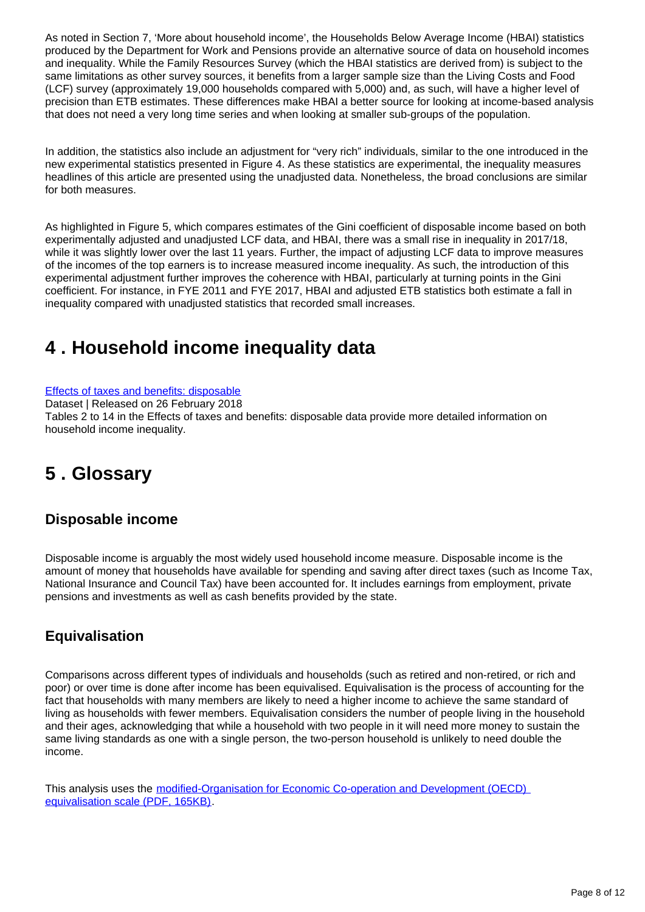As noted in Section 7, 'More about household income', the Households Below Average Income (HBAI) statistics produced by the Department for Work and Pensions provide an alternative source of data on household incomes and inequality. While the Family Resources Survey (which the HBAI statistics are derived from) is subject to the same limitations as other survey sources, it benefits from a larger sample size than the Living Costs and Food (LCF) survey (approximately 19,000 households compared with 5,000) and, as such, will have a higher level of precision than ETB estimates. These differences make HBAI a better source for looking at income-based analysis that does not need a very long time series and when looking at smaller sub-groups of the population.

In addition, the statistics also include an adjustment for "very rich" individuals, similar to the one introduced in the new experimental statistics presented in Figure 4. As these statistics are experimental, the inequality measures headlines of this article are presented using the unadjusted data. Nonetheless, the broad conclusions are similar for both measures.

As highlighted in Figure 5, which compares estimates of the Gini coefficient of disposable income based on both experimentally adjusted and unadjusted LCF data, and HBAI, there was a small rise in inequality in 2017/18, while it was slightly lower over the last 11 years. Further, the impact of adjusting LCF data to improve measures of the incomes of the top earners is to increase measured income inequality. As such, the introduction of this experimental adjustment further improves the coherence with HBAI, particularly at turning points in the Gini coefficient. For instance, in FYE 2011 and FYE 2017, HBAI and adjusted ETB statistics both estimate a fall in inequality compared with unadjusted statistics that recorded small increases.

# 4 . Household income inequality data

[Effects of taxes and benefits: disposable](#)
Dataset | Released on 26 February 2018
Tables 2 to 14 in the Effects of taxes and benefits: disposable data provide more detailed information on household income inequality.

# 5 . Glossary

## Disposable income

Disposable income is arguably the most widely used household income measure. Disposable income is the amount of money that households have available for spending and saving after direct taxes (such as Income Tax, National Insurance and Council Tax) have been accounted for. It includes earnings from employment, private pensions and investments as well as cash benefits provided by the state.

## Equivalisation

Comparisons across different types of individuals and households (such as retired and non-retired, or rich and poor) or over time is done after income has been equivalised. Equivalisation is the process of accounting for the fact that households with many members are likely to need a higher income to achieve the same standard of living as households with fewer members. Equivalisation considers the number of people living in the household and their ages, acknowledging that while a household with two people in it will need more money to sustain the same living standards as one with a single person, the two-person household is unlikely to need double the income.

This analysis uses the [modified-Organisation for Economic Co-operation and Development (OECD) equivalisation scale (PDF, 165KB)](#).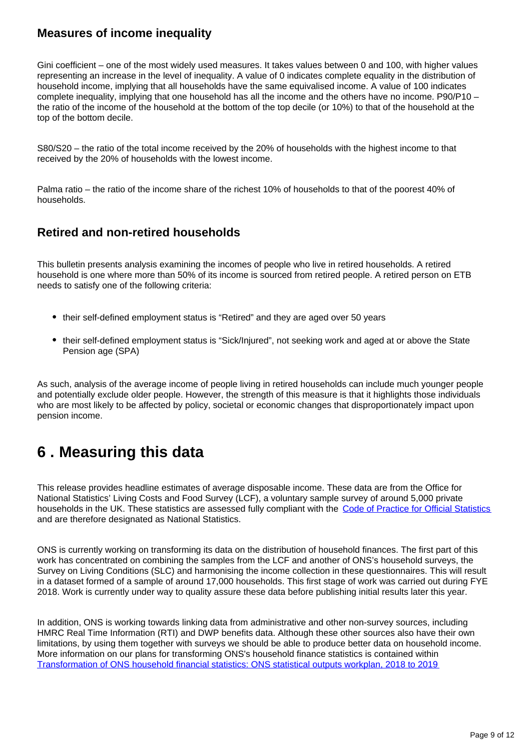### Measures of income inequality

Gini coefficient – one of the most widely used measures. It takes values between 0 and 100, with higher values representing an increase in the level of inequality. A value of 0 indicates complete equality in the distribution of household income, implying that all households have the same equivalised income. A value of 100 indicates complete inequality, implying that one household has all the income and the others have no income. P90/P10 – the ratio of the income of the household at the bottom of the top decile (or 10%) to that of the household at the top of the bottom decile.

S80/S20 – the ratio of the total income received by the 20% of households with the highest income to that received by the 20% of households with the lowest income.

Palma ratio – the ratio of the income share of the richest 10% of households to that of the poorest 40% of households.

### Retired and non-retired households

This bulletin presents analysis examining the incomes of people who live in retired households. A retired household is one where more than 50% of its income is sourced from retired people. A retired person on ETB needs to satisfy one of the following criteria:

- their self-defined employment status is "Retired" and they are aged over 50 years
- their self-defined employment status is "Sick/Injured", not seeking work and aged at or above the State Pension age (SPA)

As such, analysis of the average income of people living in retired households can include much younger people and potentially exclude older people. However, the strength of this measure is that it highlights those individuals who are most likely to be affected by policy, societal or economic changes that disproportionately impact upon pension income.

## 6 . Measuring this data

This release provides headline estimates of average disposable income. These data are from the Office for National Statistics' Living Costs and Food Survey (LCF), a voluntary sample survey of around 5,000 private households in the UK. These statistics are assessed fully compliant with the [Code of Practice for Official Statistics] and are therefore designated as National Statistics.

ONS is currently working on transforming its data on the distribution of household finances. The first part of this work has concentrated on combining the samples from the LCF and another of ONS's household surveys, the Survey on Living Conditions (SLC) and harmonising the income collection in these questionnaires. This will result in a dataset formed of a sample of around 17,000 households. This first stage of work was carried out during FYE 2018. Work is currently under way to quality assure these data before publishing initial results later this year.

In addition, ONS is working towards linking data from administrative and other non-survey sources, including HMRC Real Time Information (RTI) and DWP benefits data. Although these other sources also have their own limitations, by using them together with surveys we should be able to produce better data on household income. More information on our plans for transforming ONS's household finance statistics is contained within [Transformation of ONS household financial statistics: ONS statistical outputs workplan, 2018 to 2019]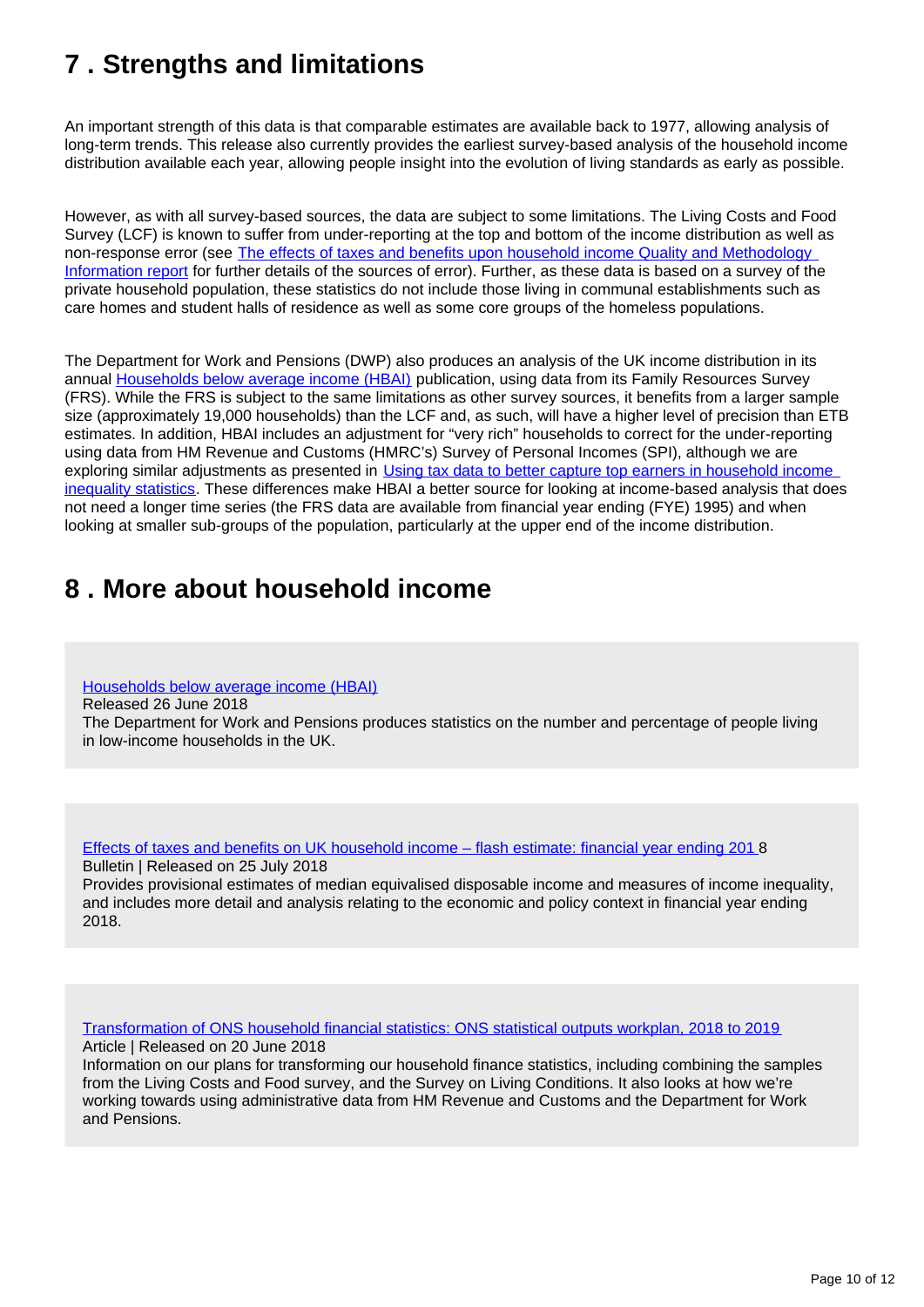## 7 . Strengths and limitations

An important strength of this data is that comparable estimates are available back to 1977, allowing analysis of long-term trends. This release also currently provides the earliest survey-based analysis of the household income distribution available each year, allowing people insight into the evolution of living standards as early as possible.

However, as with all survey-based sources, the data are subject to some limitations. The Living Costs and Food Survey (LCF) is known to suffer from under-reporting at the top and bottom of the income distribution as well as non-response error (see The effects of taxes and benefits upon household income Quality and Methodology Information report for further details of the sources of error). Further, as these data is based on a survey of the private household population, these statistics do not include those living in communal establishments such as care homes and student halls of residence as well as some core groups of the homeless populations.

The Department for Work and Pensions (DWP) also produces an analysis of the UK income distribution in its annual Households below average income (HBAI) publication, using data from its Family Resources Survey (FRS). While the FRS is subject to the same limitations as other survey sources, it benefits from a larger sample size (approximately 19,000 households) than the LCF and, as such, will have a higher level of precision than ETB estimates. In addition, HBAI includes an adjustment for "very rich" households to correct for the under-reporting using data from HM Revenue and Customs (HMRC's) Survey of Personal Incomes (SPI), although we are exploring similar adjustments as presented in Using tax data to better capture top earners in household income inequality statistics. These differences make HBAI a better source for looking at income-based analysis that does not need a longer time series (the FRS data are available from financial year ending (FYE) 1995) and when looking at smaller sub-groups of the population, particularly at the upper end of the income distribution.

## 8 . More about household income

Households below average income (HBAI)
Released 26 June 2018
The Department for Work and Pensions produces statistics on the number and percentage of people living in low-income households in the UK.

Effects of taxes and benefits on UK household income – flash estimate: financial year ending 2018
Bulletin | Released on 25 July 2018
Provides provisional estimates of median equivalised disposable income and measures of income inequality, and includes more detail and analysis relating to the economic and policy context in financial year ending 2018.

Transformation of ONS household financial statistics: ONS statistical outputs workplan, 2018 to 2019
Article | Released on 20 June 2018
Information on our plans for transforming our household finance statistics, including combining the samples from the Living Costs and Food survey, and the Survey on Living Conditions. It also looks at how we're working towards using administrative data from HM Revenue and Customs and the Department for Work and Pensions.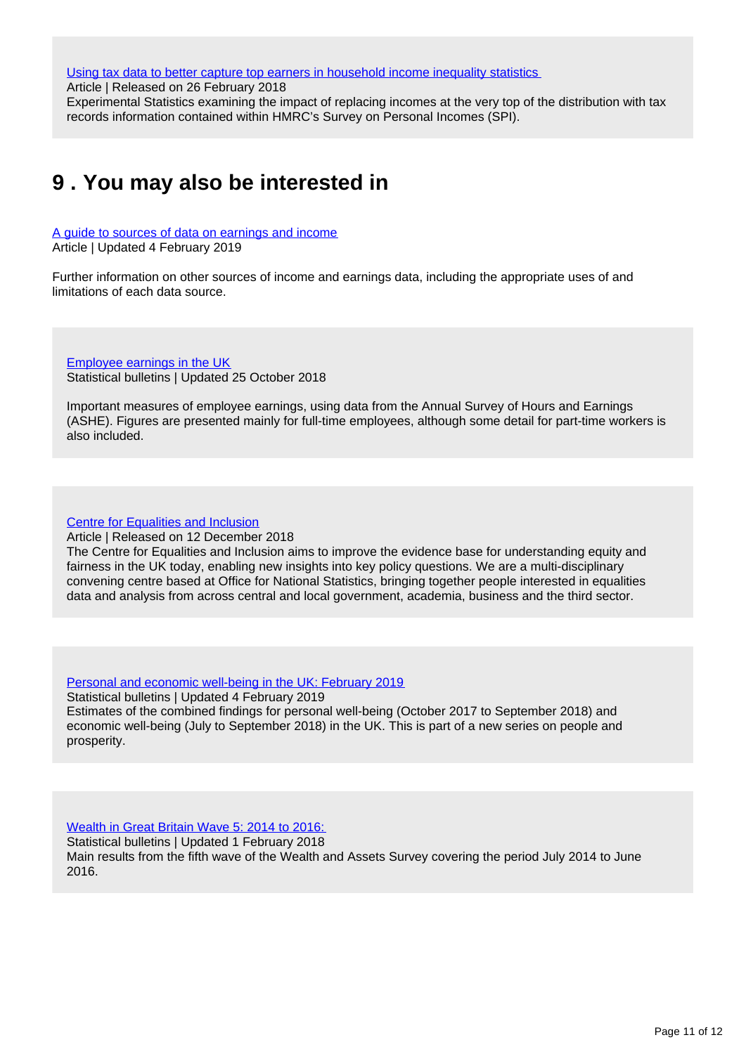[Using tax data to better capture top earners in household income inequality statistics](#)
Article | Released on 26 February 2018
Experimental Statistics examining the impact of replacing incomes at the very top of the distribution with tax records information contained within HMRC's Survey on Personal Incomes (SPI).

## 9 . You may also be interested in

[A guide to sources of data on earnings and income](#)
Article | Updated 4 February 2019

Further information on other sources of income and earnings data, including the appropriate uses of and limitations of each data source.

[Employee earnings in the UK](#)
Statistical bulletins | Updated 25 October 2018

Important measures of employee earnings, using data from the Annual Survey of Hours and Earnings (ASHE). Figures are presented mainly for full-time employees, although some detail for part-time workers is also included.

[Centre for Equalities and Inclusion](#)
Article | Released on 12 December 2018
The Centre for Equalities and Inclusion aims to improve the evidence base for understanding equity and fairness in the UK today, enabling new insights into key policy questions. We are a multi-disciplinary convening centre based at Office for National Statistics, bringing together people interested in equalities data and analysis from across central and local government, academia, business and the third sector.

[Personal and economic well-being in the UK: February 2019](#)
Statistical bulletins | Updated 4 February 2019
Estimates of the combined findings for personal well-being (October 2017 to September 2018) and economic well-being (July to September 2018) in the UK. This is part of a new series on people and prosperity.

[Wealth in Great Britain Wave 5: 2014 to 2016:](#)
Statistical bulletins | Updated 1 February 2018
Main results from the fifth wave of the Wealth and Assets Survey covering the period July 2014 to June 2016.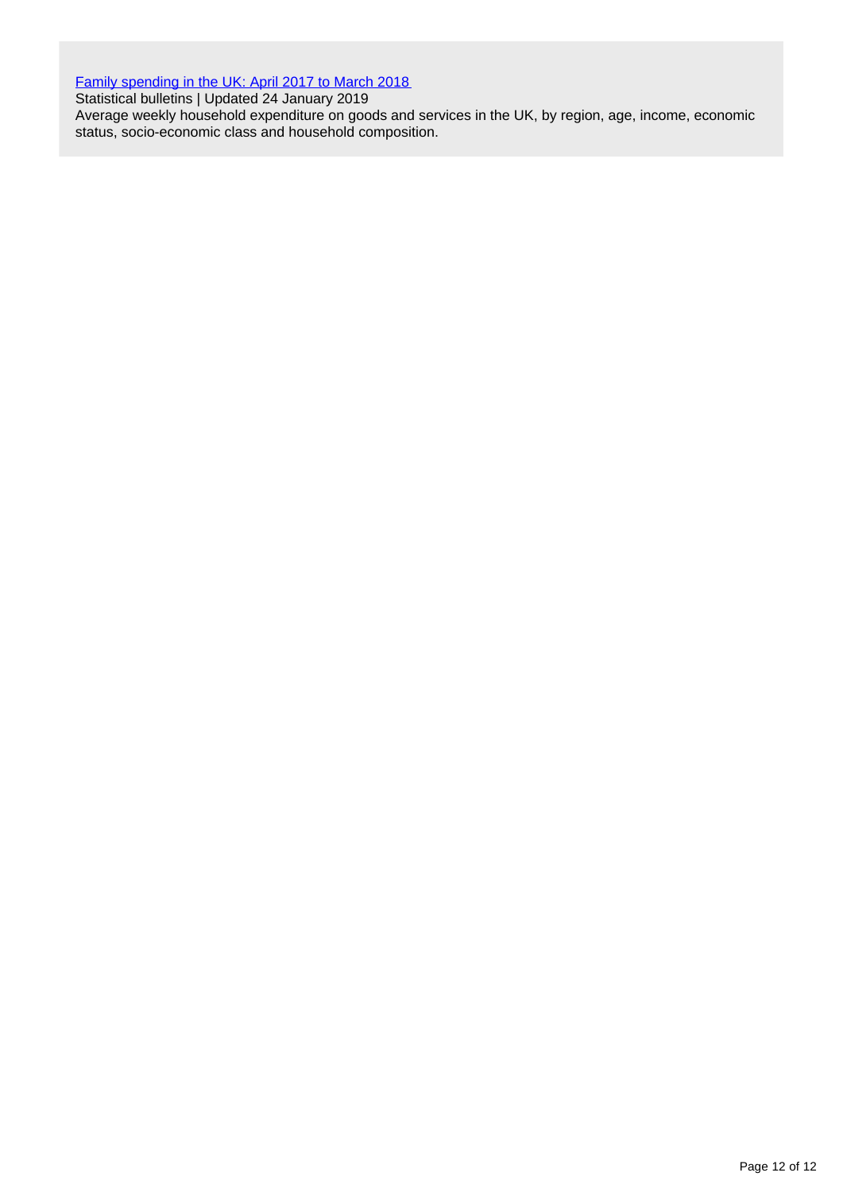[Family spending in the UK: April 2017 to March 2018](#)
Statistical bulletins | Updated 24 January 2019
Average weekly household expenditure on goods and services in the UK, by region, age, income, economic status, socio-economic class and household composition.